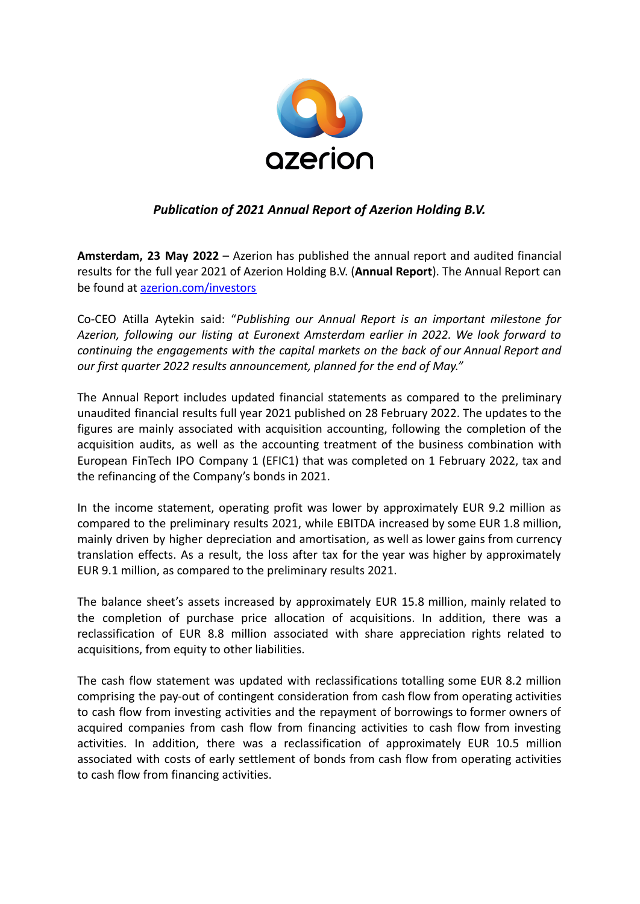# *Publication of 2021 Annual Report of Azerion Holding B.V.*

**Amsterdam, 23 May 2022** – Azerion has published the annual report and audited financial results for the full year 2021 of Azerion Holding B.V. (**Annual Report**). The Annual Report can be found at [azerion.com/investors](azerion.com/investors)

Co-CEO Atilla Aytekin said: "*Publishing our Annual Report is an important milestone for Azerion, following our listing at Euronext Amsterdam earlier in 2022. We look forward to continuing the engagements with the capital markets on the back of our Annual Report and our first quarter 2022 results announcement, planned for the end of May.*"

The Annual Report includes updated financial statements as compared to the preliminary unaudited financial results full year 2021 published on 28 February 2022. The updates to the figures are mainly associated with acquisition accounting, following the completion of the acquisition audits, as well as the accounting treatment of the business combination with European FinTech IPO Company 1 (EFIC1) that was completed on 1 February 2022, tax and the refinancing of the Company's bonds in 2021.

In the income statement, operating profit was lower by approximately EUR 9.2 million as compared to the preliminary results 2021, while EBITDA increased by some EUR 1.8 million, mainly driven by higher depreciation and amortisation, as well as lower gains from currency translation effects. As a result, the loss after tax for the year was higher by approximately EUR 9.1 million, as compared to the preliminary results 2021.

The balance sheet's assets increased by approximately EUR 15.8 million, mainly related to the completion of purchase price allocation of acquisitions. In addition, there was a reclassification of EUR 8.8 million associated with share appreciation rights related to acquisitions, from equity to other liabilities.

The cash flow statement was updated with reclassifications totalling some EUR 8.2 million comprising the pay-out of contingent consideration from cash flow from operating activities to cash flow from investing activities and the repayment of borrowings to former owners of acquired companies from cash flow from financing activities to cash flow from investing activities. In addition, there was a reclassification of approximately EUR 10.5 million associated with costs of early settlement of bonds from cash flow from operating activities to cash flow from financing activities.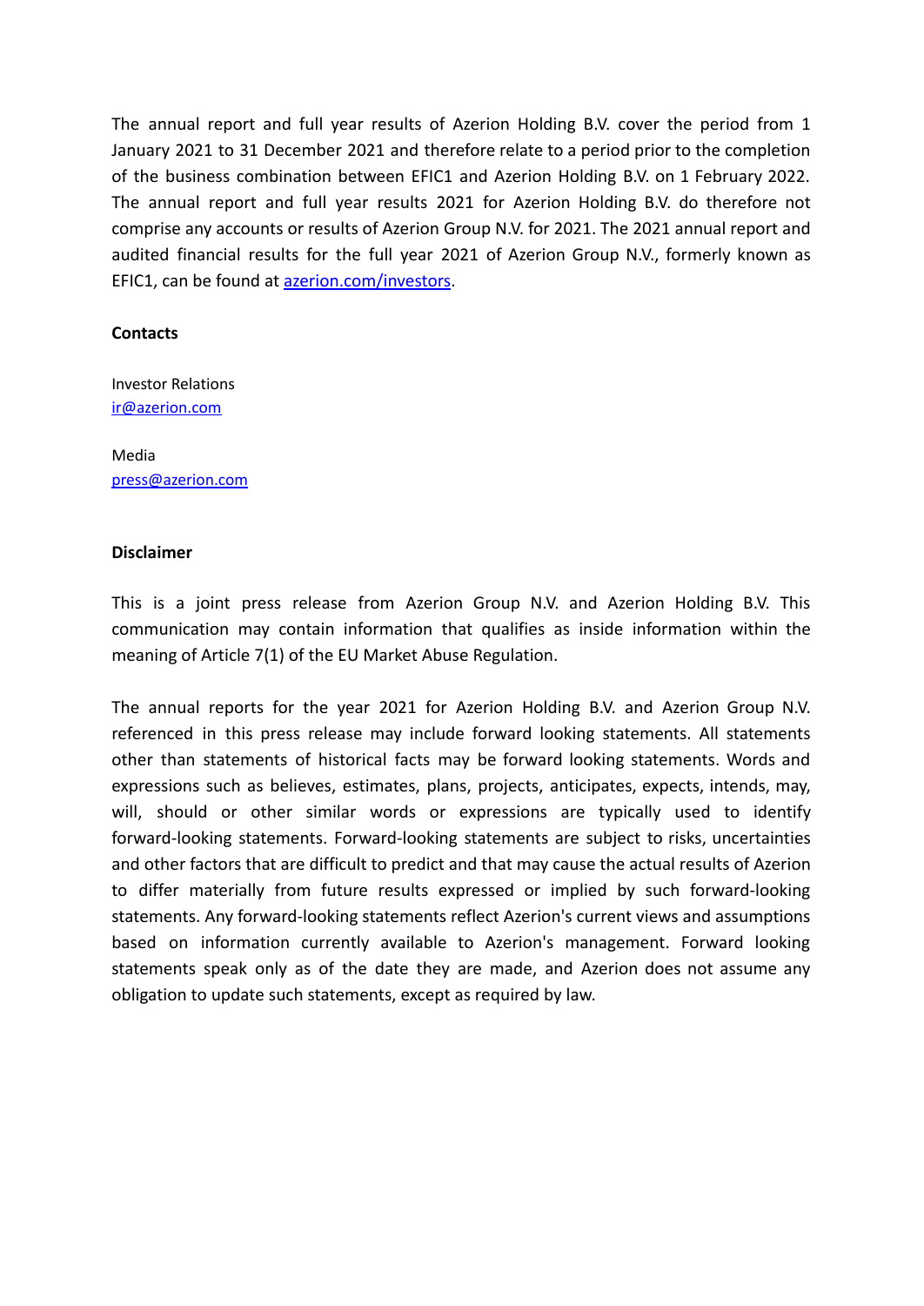The annual report and full year results of Azerion Holding B.V. cover the period from 1 January 2021 to 31 December 2021 and therefore relate to a period prior to the completion of the business combination between EFIC1 and Azerion Holding B.V. on 1 February 2022. The annual report and full year results 2021 for Azerion Holding B.V. do therefore not comprise any accounts or results of Azerion Group N.V. for 2021. The 2021 annual report and audited financial results for the full year 2021 of Azerion Group N.V., formerly known as EFIC1, can be found at [azerion.com/investors](azerion.com/investors).

**Contacts**

Investor Relations
[ir@azerion.com](mailto:ir@azerion.com)

Media
[press@azerion.com](mailto:press@azerion.com)

**Disclaimer**

This is a joint press release from Azerion Group N.V. and Azerion Holding B.V. This communication may contain information that qualifies as inside information within the meaning of Article 7(1) of the EU Market Abuse Regulation.

The annual reports for the year 2021 for Azerion Holding B.V. and Azerion Group N.V. referenced in this press release may include forward looking statements. All statements other than statements of historical facts may be forward looking statements. Words and expressions such as believes, estimates, plans, projects, anticipates, expects, intends, may, will, should or other similar words or expressions are typically used to identify forward-looking statements. Forward-looking statements are subject to risks, uncertainties and other factors that are difficult to predict and that may cause the actual results of Azerion to differ materially from future results expressed or implied by such forward-looking statements. Any forward-looking statements reflect Azerion's current views and assumptions based on information currently available to Azerion's management. Forward looking statements speak only as of the date they are made, and Azerion does not assume any obligation to update such statements, except as required by law.